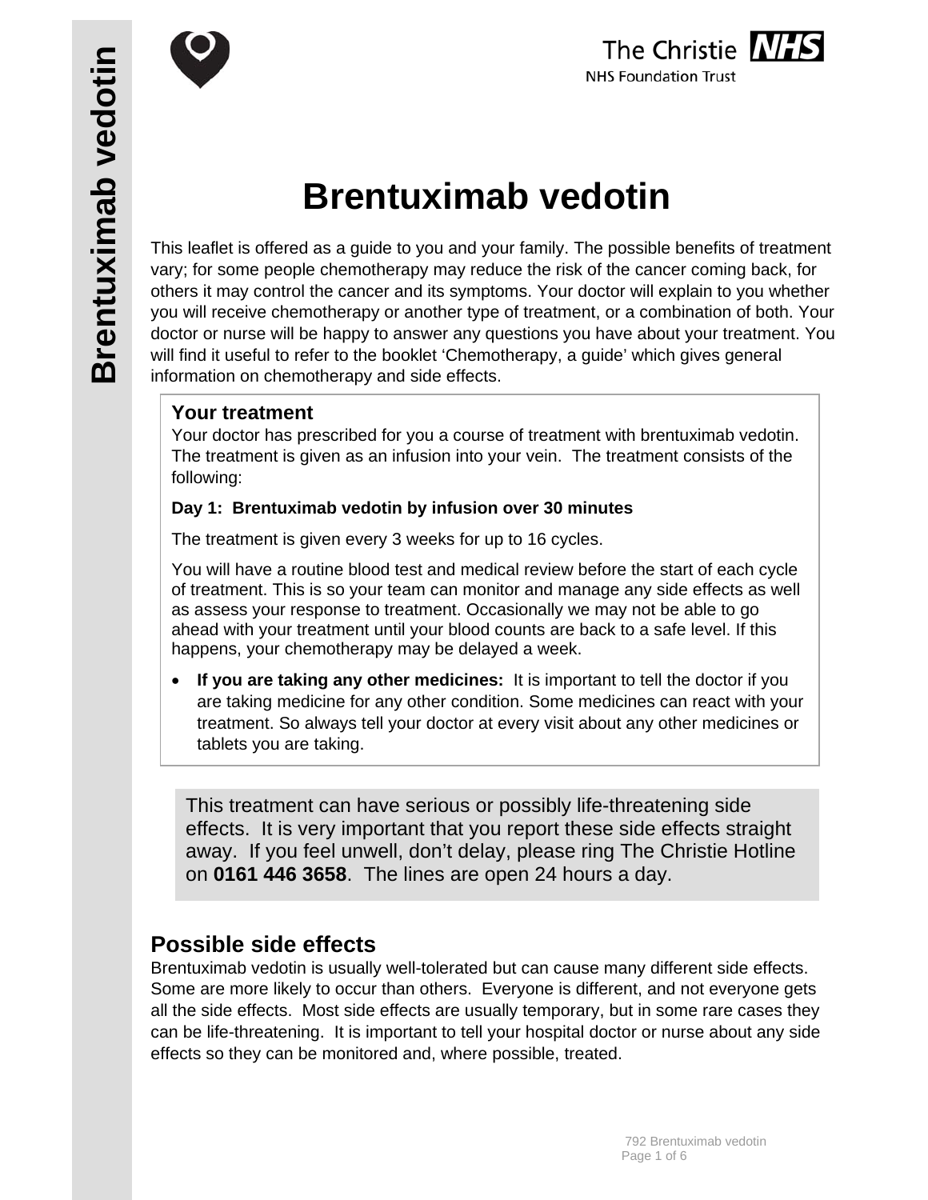# Brentuximab vedotin

This leaflet is offered as a guide to you and your family. The possible benefits of treatment vary; for some people chemotherapy may reduce the risk of the cancer coming back, for others it may control the cancer and its symptoms. Your doctor will explain to you whether you will receive chemotherapy or another type of treatment, or a combination of both. Your doctor or nurse will be happy to answer any questions you have about your treatment. You will find it useful to refer to the booklet 'Chemotherapy, a guide' which gives general information on chemotherapy and side effects.

## Your treatment

Your doctor has prescribed for you a course of treatment with brentuximab vedotin. The treatment is given as an infusion into your vein. The treatment consists of the following:

**Day 1: Brentuximab vedotin by infusion over 30 minutes**

The treatment is given every 3 weeks for up to 16 cycles.

You will have a routine blood test and medical review before the start of each cycle of treatment. This is so your team can monitor and manage any side effects as well as assess your response to treatment. Occasionally we may not be able to go ahead with your treatment until your blood counts are back to a safe level. If this happens, your chemotherapy may be delayed a week.

- **If you are taking any other medicines:** It is important to tell the doctor if you are taking medicine for any other condition. Some medicines can react with your treatment. So always tell your doctor at every visit about any other medicines or tablets you are taking.

This treatment can have serious or possibly life-threatening side effects. It is very important that you report these side effects straight away. If you feel unwell, don't delay, please ring The Christie Hotline on **0161 446 3658**. The lines are open 24 hours a day.

## Possible side effects

Brentuximab vedotin is usually well-tolerated but can cause many different side effects. Some are more likely to occur than others. Everyone is different, and not everyone gets all the side effects. Most side effects are usually temporary, but in some rare cases they can be life-threatening. It is important to tell your hospital doctor or nurse about any side effects so they can be monitored and, where possible, treated.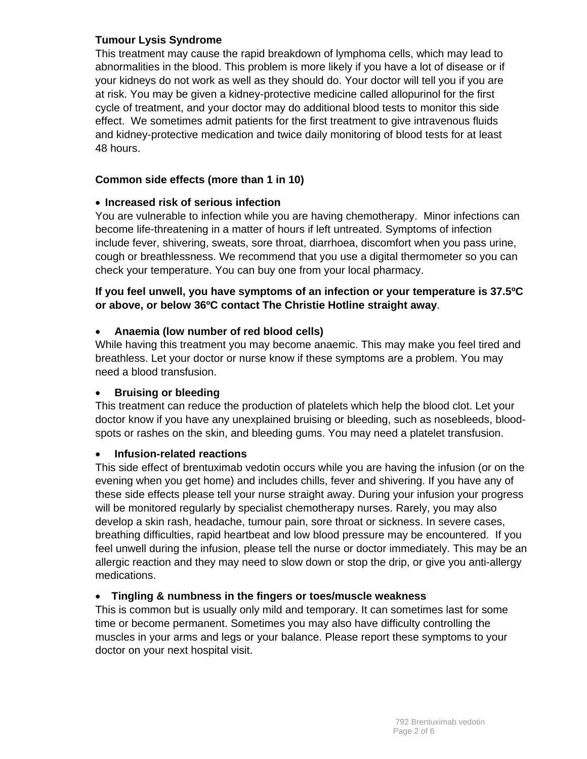**Tumour Lysis Syndrome**

This treatment may cause the rapid breakdown of lymphoma cells, which may lead to abnormalities in the blood. This problem is more likely if you have a lot of disease or if your kidneys do not work as well as they should do. Your doctor will tell you if you are at risk. You may be given a kidney-protective medicine called allopurinol for the first cycle of treatment, and your doctor may do additional blood tests to monitor this side effect. We sometimes admit patients for the first treatment to give intravenous fluids and kidney-protective medication and twice daily monitoring of blood tests for at least 48 hours.

**Common side effects (more than 1 in 10)**

- **Increased risk of serious infection**

You are vulnerable to infection while you are having chemotherapy. Minor infections can become life-threatening in a matter of hours if left untreated. Symptoms of infection include fever, shivering, sweats, sore throat, diarrhoea, discomfort when you pass urine, cough or breathlessness. We recommend that you use a digital thermometer so you can check your temperature. You can buy one from your local pharmacy.

**If you feel unwell, you have symptoms of an infection or your temperature is 37.5ºC or above, or below 36ºC contact The Christie Hotline straight away**.

- **Anaemia (low number of red blood cells)**

While having this treatment you may become anaemic. This may make you feel tired and breathless. Let your doctor or nurse know if these symptoms are a problem. You may need a blood transfusion.

- **Bruising or bleeding**

This treatment can reduce the production of platelets which help the blood clot. Let your doctor know if you have any unexplained bruising or bleeding, such as nosebleeds, blood-spots or rashes on the skin, and bleeding gums. You may need a platelet transfusion.

- **Infusion-related reactions**

This side effect of brentuximab vedotin occurs while you are having the infusion (or on the evening when you get home) and includes chills, fever and shivering. If you have any of these side effects please tell your nurse straight away. During your infusion your progress will be monitored regularly by specialist chemotherapy nurses. Rarely, you may also develop a skin rash, headache, tumour pain, sore throat or sickness. In severe cases, breathing difficulties, rapid heartbeat and low blood pressure may be encountered. If you feel unwell during the infusion, please tell the nurse or doctor immediately. This may be an allergic reaction and they may need to slow down or stop the drip, or give you anti-allergy medications.

- **Tingling & numbness in the fingers or toes/muscle weakness**

This is common but is usually only mild and temporary. It can sometimes last for some time or become permanent. Sometimes you may also have difficulty controlling the muscles in your arms and legs or your balance. Please report these symptoms to your doctor on your next hospital visit.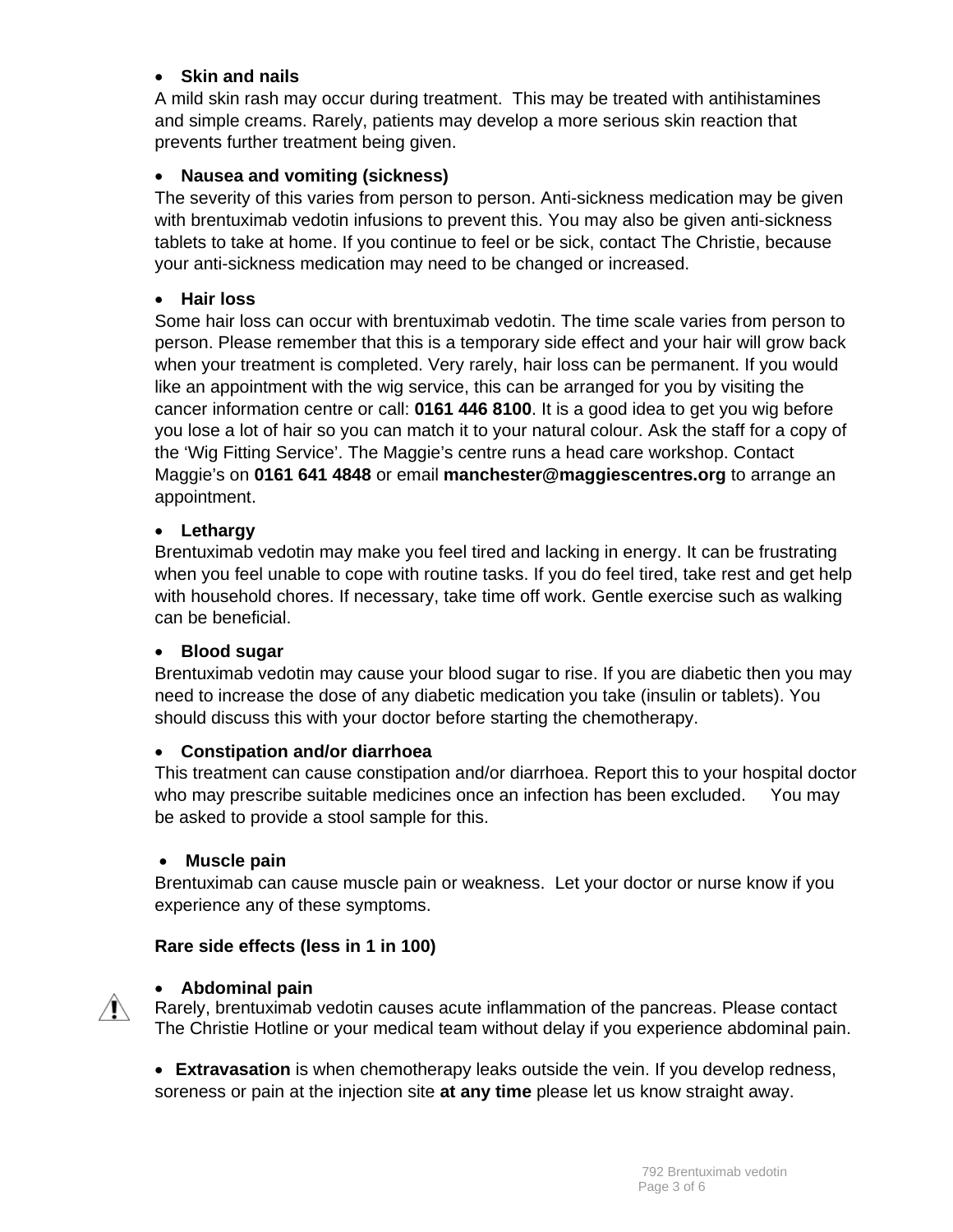- **Skin and nails**

A mild skin rash may occur during treatment. This may be treated with antihistamines and simple creams. Rarely, patients may develop a more serious skin reaction that prevents further treatment being given.

- **Nausea and vomiting (sickness)**

The severity of this varies from person to person. Anti-sickness medication may be given with brentuximab vedotin infusions to prevent this. You may also be given anti-sickness tablets to take at home. If you continue to feel or be sick, contact The Christie, because your anti-sickness medication may need to be changed or increased.

- **Hair loss**

Some hair loss can occur with brentuximab vedotin. The time scale varies from person to person. Please remember that this is a temporary side effect and your hair will grow back when your treatment is completed. Very rarely, hair loss can be permanent. If you would like an appointment with the wig service, this can be arranged for you by visiting the cancer information centre or call: **0161 446 8100**. It is a good idea to get you wig before you lose a lot of hair so you can match it to your natural colour. Ask the staff for a copy of the 'Wig Fitting Service'. The Maggie's centre runs a head care workshop. Contact Maggie's on **0161 641 4848** or email **manchester@maggiescentres.org** to arrange an appointment.

- **Lethargy**

Brentuximab vedotin may make you feel tired and lacking in energy. It can be frustrating when you feel unable to cope with routine tasks. If you do feel tired, take rest and get help with household chores. If necessary, take time off work. Gentle exercise such as walking can be beneficial.

- **Blood sugar**

Brentuximab vedotin may cause your blood sugar to rise. If you are diabetic then you may need to increase the dose of any diabetic medication you take (insulin or tablets). You should discuss this with your doctor before starting the chemotherapy.

- **Constipation and/or diarrhoea**

This treatment can cause constipation and/or diarrhoea. Report this to your hospital doctor who may prescribe suitable medicines once an infection has been excluded. You may be asked to provide a stool sample for this.

- **Muscle pain**

Brentuximab can cause muscle pain or weakness. Let your doctor or nurse know if you experience any of these symptoms.

**Rare side effects (less in 1 in 100)**

- **Abdominal pain**

Rarely, brentuximab vedotin causes acute inflammation of the pancreas. Please contact The Christie Hotline or your medical team without delay if you experience abdominal pain.

- **Extravasation** is when chemotherapy leaks outside the vein. If you develop redness, soreness or pain at the injection site **at any time** please let us know straight away.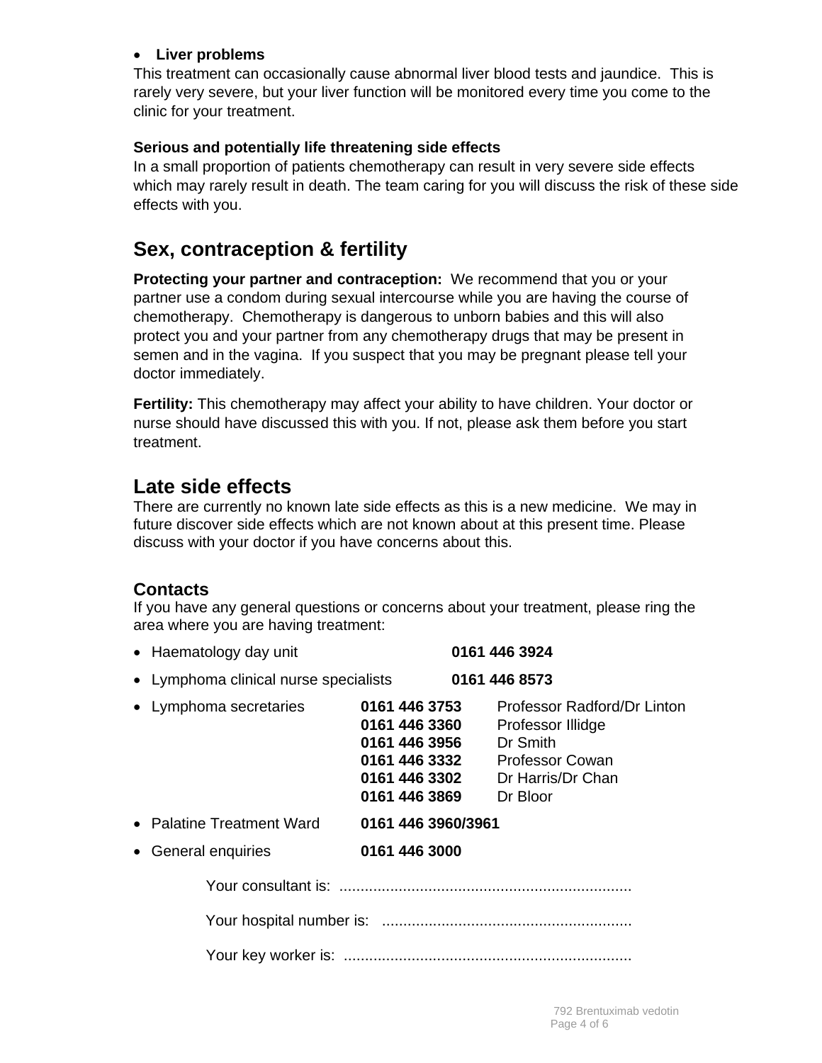- **Liver problems**

This treatment can occasionally cause abnormal liver blood tests and jaundice. This is rarely very severe, but your liver function will be monitored every time you come to the clinic for your treatment.

**Serious and potentially life threatening side effects**

In a small proportion of patients chemotherapy can result in very severe side effects which may rarely result in death. The team caring for you will discuss the risk of these side effects with you.

## Sex, contraception & fertility

**Protecting your partner and contraception:** We recommend that you or your partner use a condom during sexual intercourse while you are having the course of chemotherapy. Chemotherapy is dangerous to unborn babies and this will also protect you and your partner from any chemotherapy drugs that may be present in semen and in the vagina. If you suspect that you may be pregnant please tell your doctor immediately.

**Fertility:** This chemotherapy may affect your ability to have children. Your doctor or nurse should have discussed this with you. If not, please ask them before you start treatment.

## Late side effects

There are currently no known late side effects as this is a new medicine. We may in future discover side effects which are not known about at this present time. Please discuss with your doctor if you have concerns about this.

### Contacts

If you have any general questions or concerns about your treatment, please ring the area where you are having treatment:

- Haematology day unit **0161 446 3924**
- Lymphoma clinical nurse specialists **0161 446 8573**
- Lymphoma secretaries
  - **0161 446 3753** Professor Radford/Dr Linton
  - **0161 446 3360** Professor Illidge
  - **0161 446 3956** Dr Smith
  - **0161 446 3332** Professor Cowan
  - **0161 446 3302** Dr Harris/Dr Chan
  - **0161 446 3869** Dr Bloor
- Palatine Treatment Ward **0161 446 3960/3961**
- General enquiries **0161 446 3000**

Your consultant is: ....................................................................

Your hospital number is: ..........................................................

Your key worker is: ...................................................................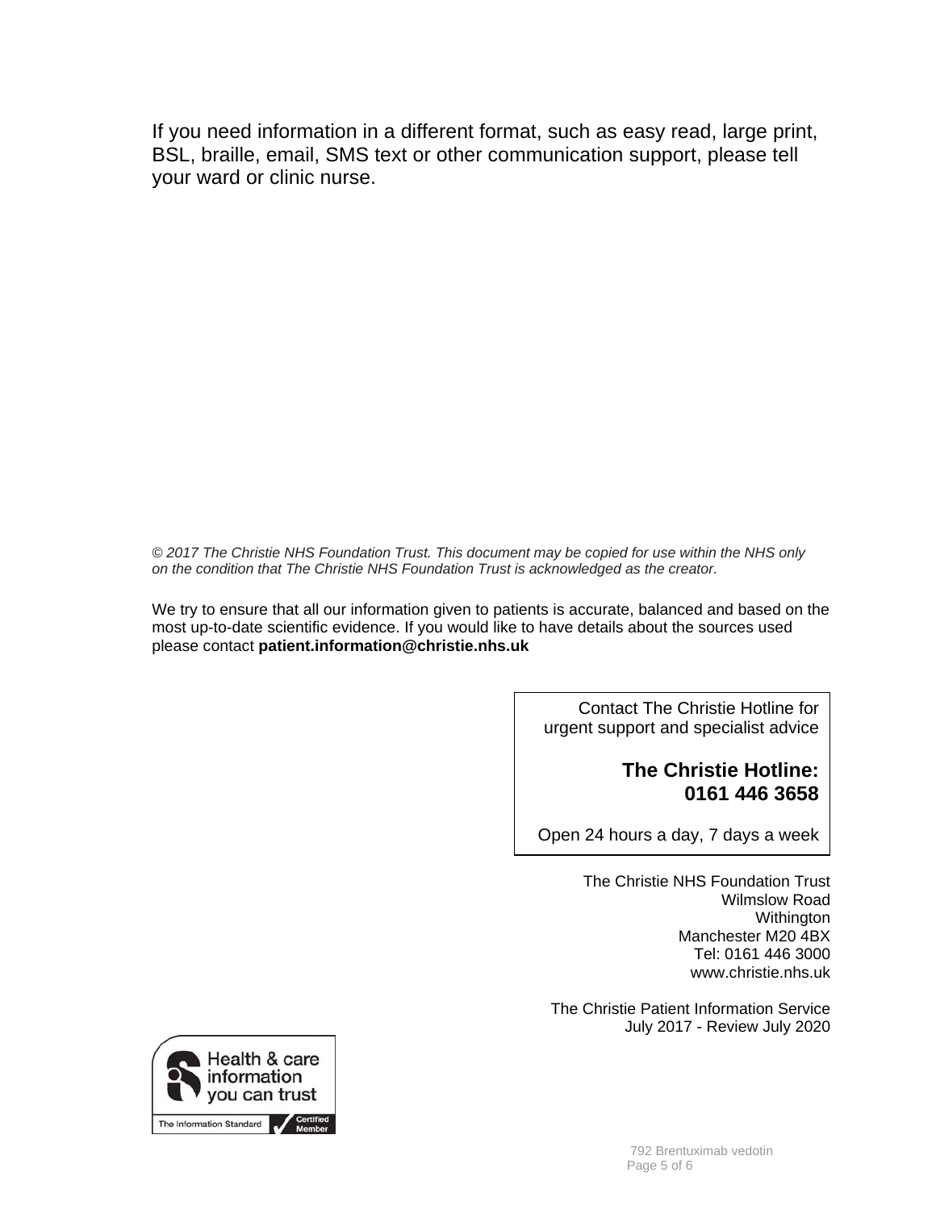If you need information in a different format, such as easy read, large print, BSL, braille, email, SMS text or other communication support, please tell your ward or clinic nurse.

*© 2017 The Christie NHS Foundation Trust. This document may be copied for use within the NHS only on the condition that The Christie NHS Foundation Trust is acknowledged as the creator.*

We try to ensure that all our information given to patients is accurate, balanced and based on the most up-to-date scientific evidence. If you would like to have details about the sources used please contact **patient.information@christie.nhs.uk**

Contact The Christie Hotline for urgent support and specialist advice

**The Christie Hotline: 0161 446 3658**

Open 24 hours a day, 7 days a week

The Christie NHS Foundation Trust
Wilmslow Road
Withington
Manchester M20 4BX
Tel: 0161 446 3000
www.christie.nhs.uk

The Christie Patient Information Service
July 2017 - Review July 2020

Health & care information you can trust

The Information Standard — Certified Member

792 Brentuximab vedotin